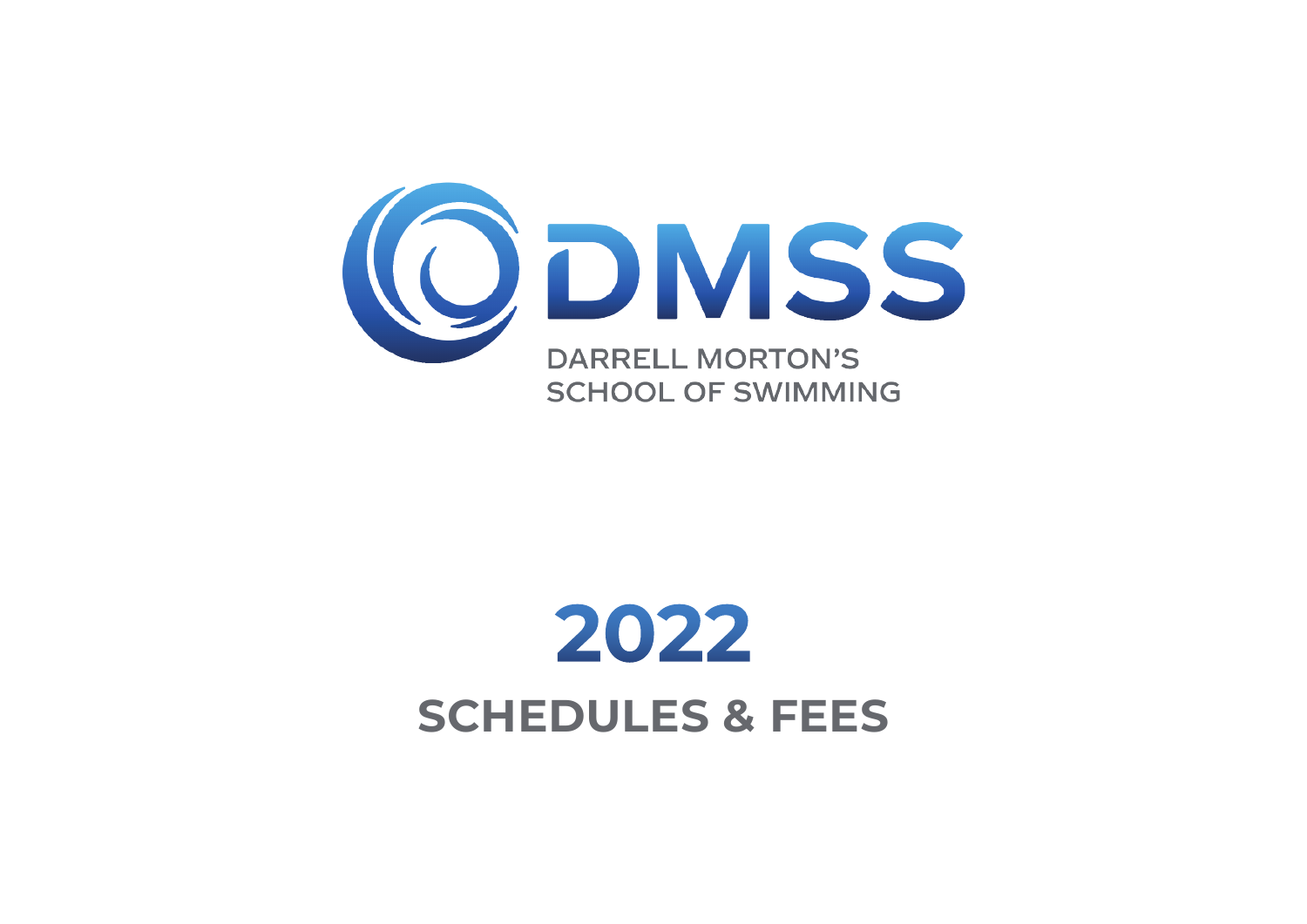# DMSS

DARRELL MORTON'S
SCHOOL OF SWIMMING

# 2022

## SCHEDULES & FEES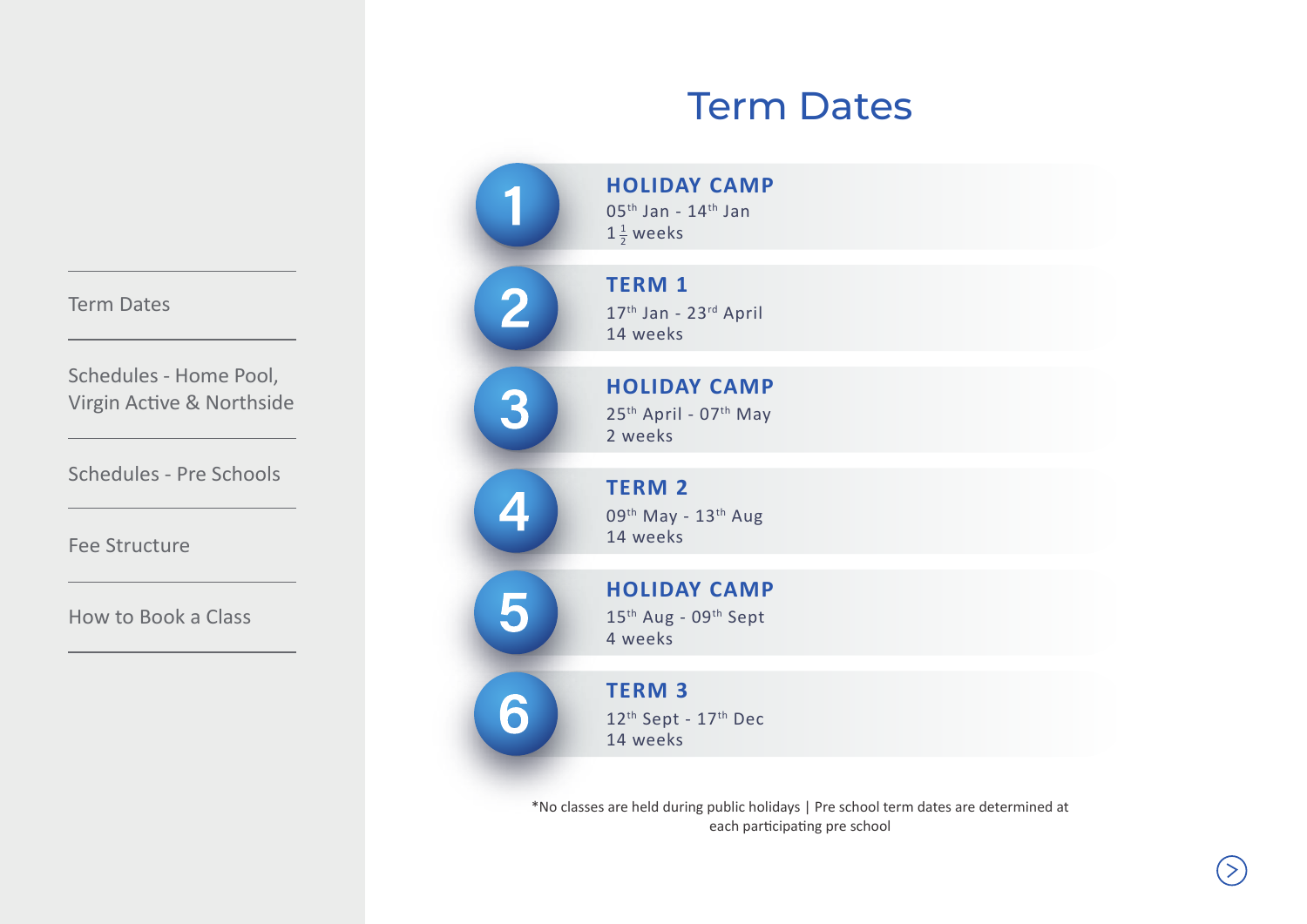Term Dates

Schedules - Home Pool, Virgin Active & Northside

Schedules - Pre Schools

Fee Structure

How to Book a Class

# Term Dates

1. **HOLIDAY CAMP**
   05th Jan - 14th Jan
   $1\frac{1}{2}$ weeks

2. **TERM 1**
   17th Jan - 23rd April
   14 weeks

3. **HOLIDAY CAMP**
   25th April - 07th May
   2 weeks

4. **TERM 2**
   09th May - 13th Aug
   14 weeks

5. **HOLIDAY CAMP**
   15th Aug - 09th Sept
   4 weeks

6. **TERM 3**
   12th Sept - 17th Dec
   14 weeks

*No classes are held during public holidays | Pre school term dates are determined at each participating pre school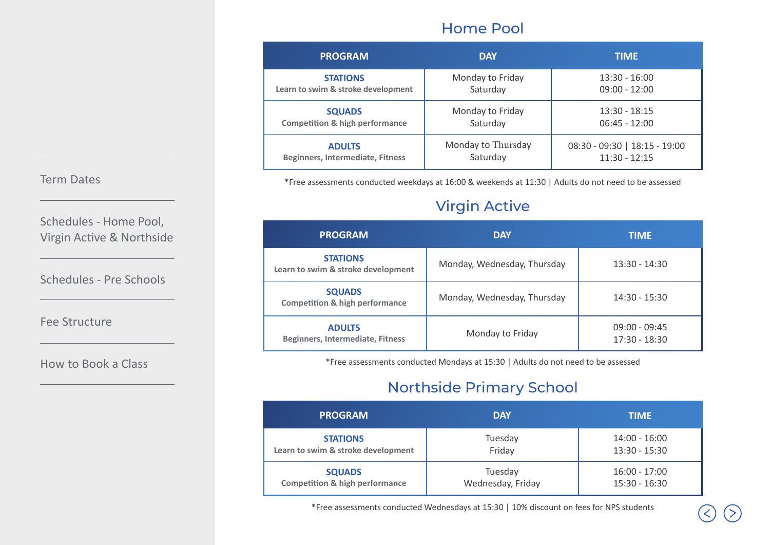Term Dates

Schedules - Home Pool, Virgin Active & Northside

Schedules - Pre Schools

Fee Structure

How to Book a Class

## Home Pool

| PROGRAM | DAY | TIME |
| --- | --- | --- |
| **STATIONS**<br>Learn to swim & stroke development | Monday to Friday<br>Saturday | 13:30 - 16:00<br>09:00 - 12:00 |
| **SQUADS**<br>Competition & high performance | Monday to Friday<br>Saturday | 13:30 - 18:15<br>06:45 - 12:00 |
| **ADULTS**<br>Beginners, Intermediate, Fitness | Monday to Thursday<br>Saturday | 08:30 - 09:30 \| 18:15 - 19:00<br>11:30 - 12:15 |

*Free assessments conducted weekdays at 16:00 & weekends at 11:30 | Adults do not need to be assessed

## Virgin Active

| PROGRAM | DAY | TIME |
| --- | --- | --- |
| **STATIONS**<br>Learn to swim & stroke development | Monday, Wednesday, Thursday | 13:30 - 14:30 |
| **SQUADS**<br>Competition & high performance | Monday, Wednesday, Thursday | 14:30 - 15:30 |
| **ADULTS**<br>Beginners, Intermediate, Fitness | Monday to Friday | 09:00 - 09:45<br>17:30 - 18:30 |

*Free assessments conducted Mondays at 15:30 | Adults do not need to be assessed

## Northside Primary School

| PROGRAM | DAY | TIME |
| --- | --- | --- |
| **STATIONS**<br>Learn to swim & stroke development | Tuesday<br>Friday | 14:00 - 16:00<br>13:30 - 15:30 |
| **SQUADS**<br>Competition & high performance | Tuesday<br>Wednesday, Friday | 16:00 - 17:00<br>15:30 - 16:30 |

*Free assessments conducted Wednesdays at 15:30 | 10% discount on fees for NPS students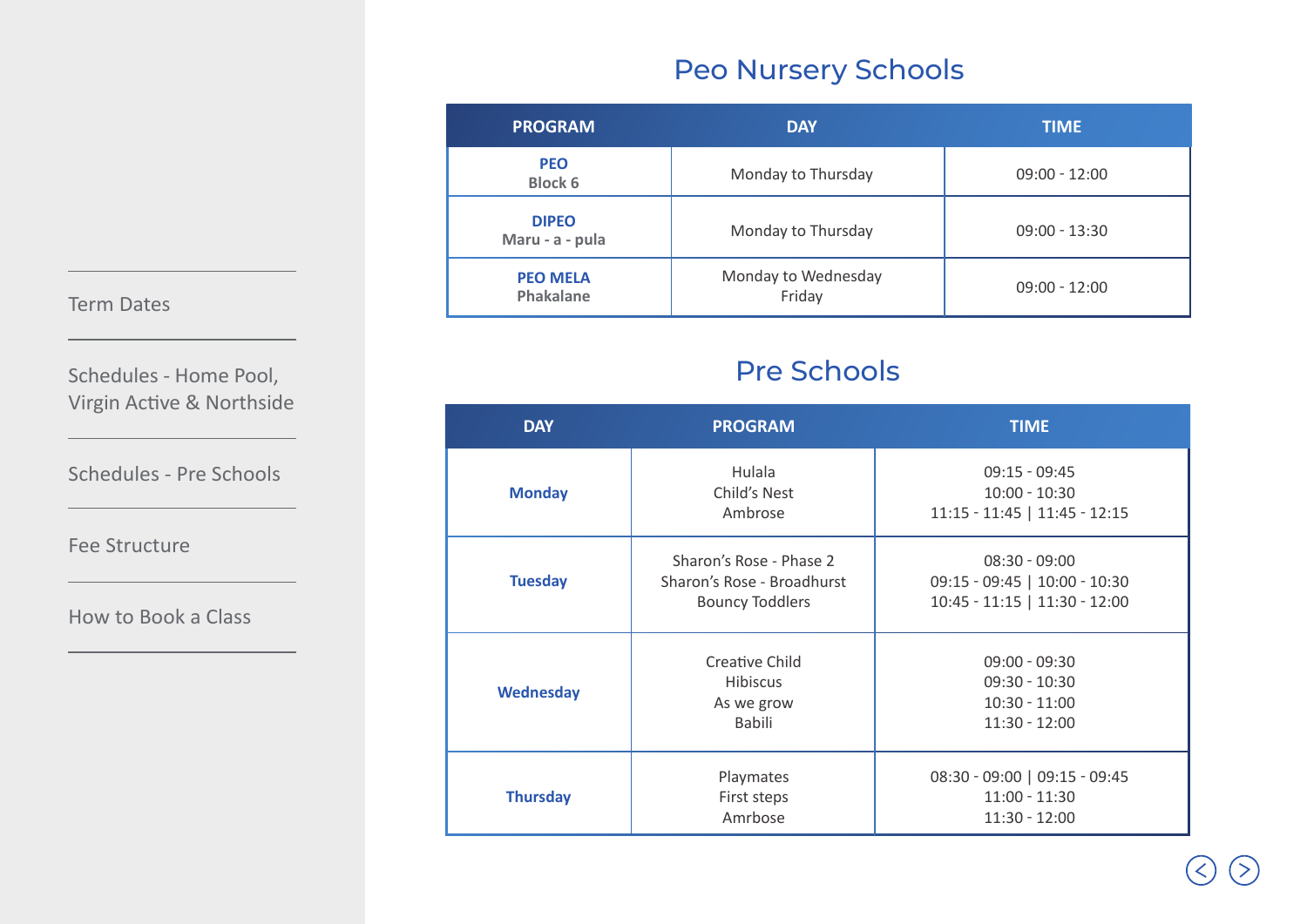Term Dates

Schedules - Home Pool, Virgin Active & Northside

Schedules - Pre Schools

Fee Structure

How to Book a Class

# Peo Nursery Schools

| PROGRAM | DAY | TIME |
| --- | --- | --- |
| **PEO** Block 6 | Monday to Thursday | 09:00 - 12:00 |
| **DIPEO** Maru - a - pula | Monday to Thursday | 09:00 - 13:30 |
| **PEO MELA** Phakalane | Monday to Wednesday Friday | 09:00 - 12:00 |

# Pre Schools

| DAY | PROGRAM | TIME |
| --- | --- | --- |
| **Monday** | Hulala<br>Child's Nest<br>Ambrose | 09:15 - 09:45<br>10:00 - 10:30<br>11:15 - 11:45 \| 11:45 - 12:15 |
| **Tuesday** | Sharon's Rose - Phase 2<br>Sharon's Rose - Broadhurst<br>Bouncy Toddlers | 08:30 - 09:00<br>09:15 - 09:45 \| 10:00 - 10:30<br>10:45 - 11:15 \| 11:30 - 12:00 |
| **Wednesday** | Creative Child<br>Hibiscus<br>As we grow<br>Babili | 09:00 - 09:30<br>09:30 - 10:30<br>10:30 - 11:00<br>11:30 - 12:00 |
| **Thursday** | Playmates<br>First steps<br>Amrbose | 08:30 - 09:00 \| 09:15 - 09:45<br>11:00 - 11:30<br>11:30 - 12:00 |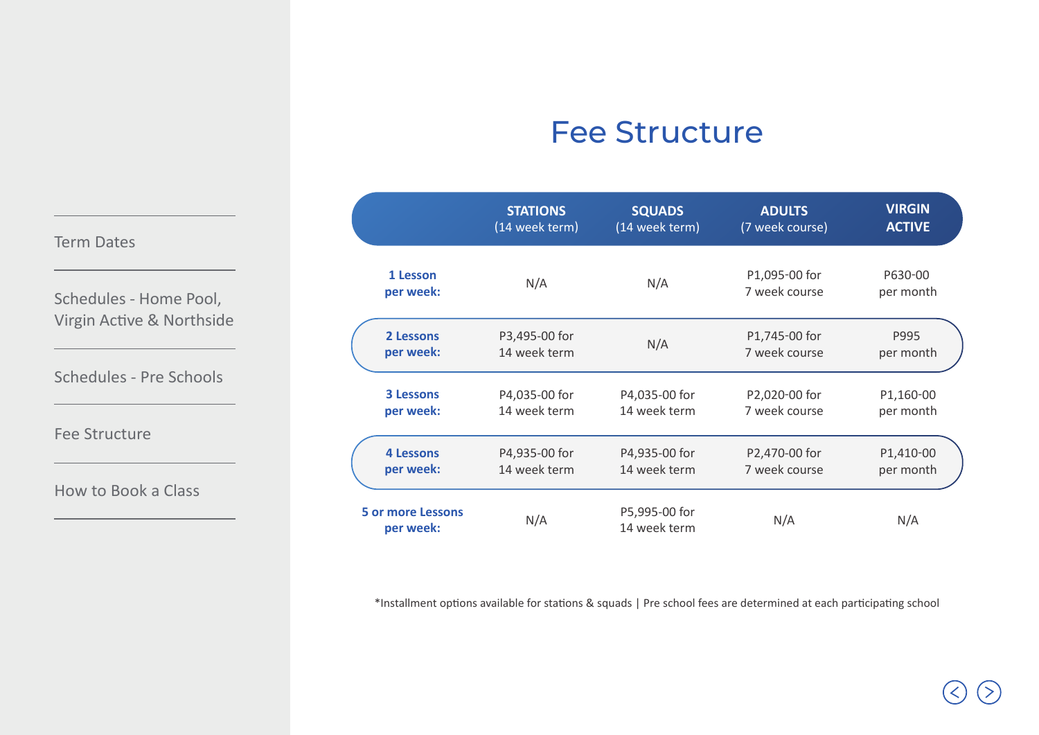Term Dates

Schedules - Home Pool, Virgin Active & Northside

Schedules - Pre Schools

Fee Structure

How to Book a Class

# Fee Structure

| | STATIONS (14 week term) | SQUADS (14 week term) | ADULTS (7 week course) | VIRGIN ACTIVE |
|---|---|---|---|---|
| **1 Lesson per week:** | N/A | N/A | P1,095-00 for 7 week course | P630-00 per month |
| **2 Lessons per week:** | P3,495-00 for 14 week term | N/A | P1,745-00 for 7 week course | P995 per month |
| **3 Lessons per week:** | P4,035-00 for 14 week term | P4,035-00 for 14 week term | P2,020-00 for 7 week course | P1,160-00 per month |
| **4 Lessons per week:** | P4,935-00 for 14 week term | P4,935-00 for 14 week term | P2,470-00 for 7 week course | P1,410-00 per month |
| **5 or more Lessons per week:** | N/A | P5,995-00 for 14 week term | N/A | N/A |

*Installment options available for stations & squads | Pre school fees are determined at each participating school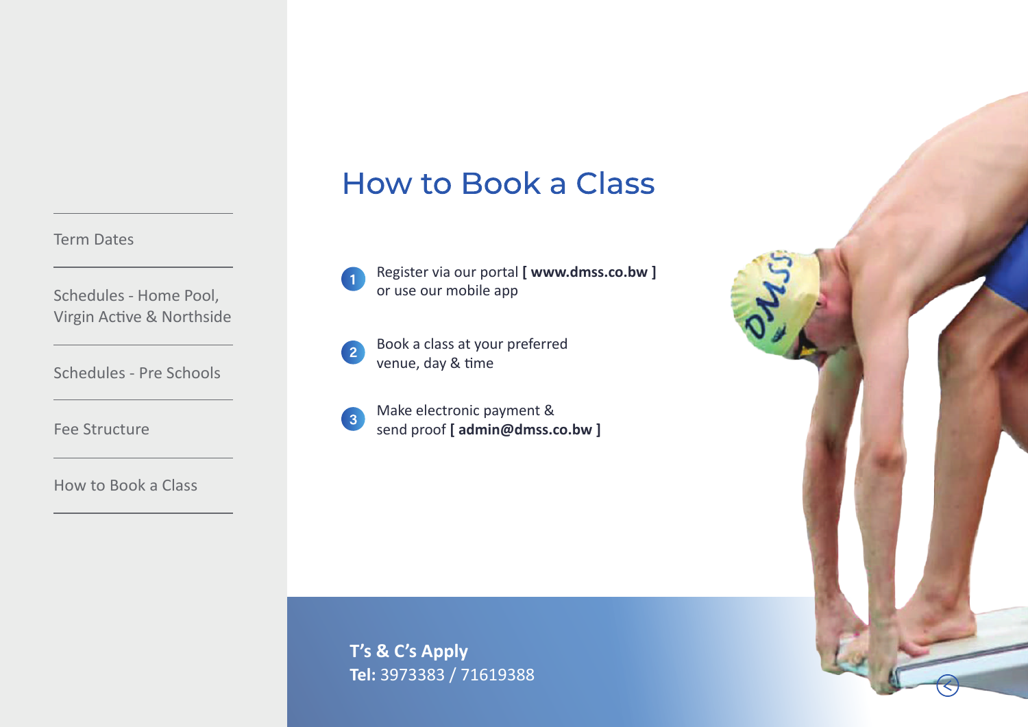Term Dates

Schedules - Home Pool, Virgin Active & Northside

Schedules - Pre Schools

Fee Structure

How to Book a Class

# How to Book a Class

1. Register via our portal **[ www.dmss.co.bw ]** or use our mobile app
2. Book a class at your preferred venue, day & time
3. Make electronic payment & send proof **[ admin@dmss.co.bw ]**

**T's & C's Apply**
**Tel:** 3973383 / 71619388